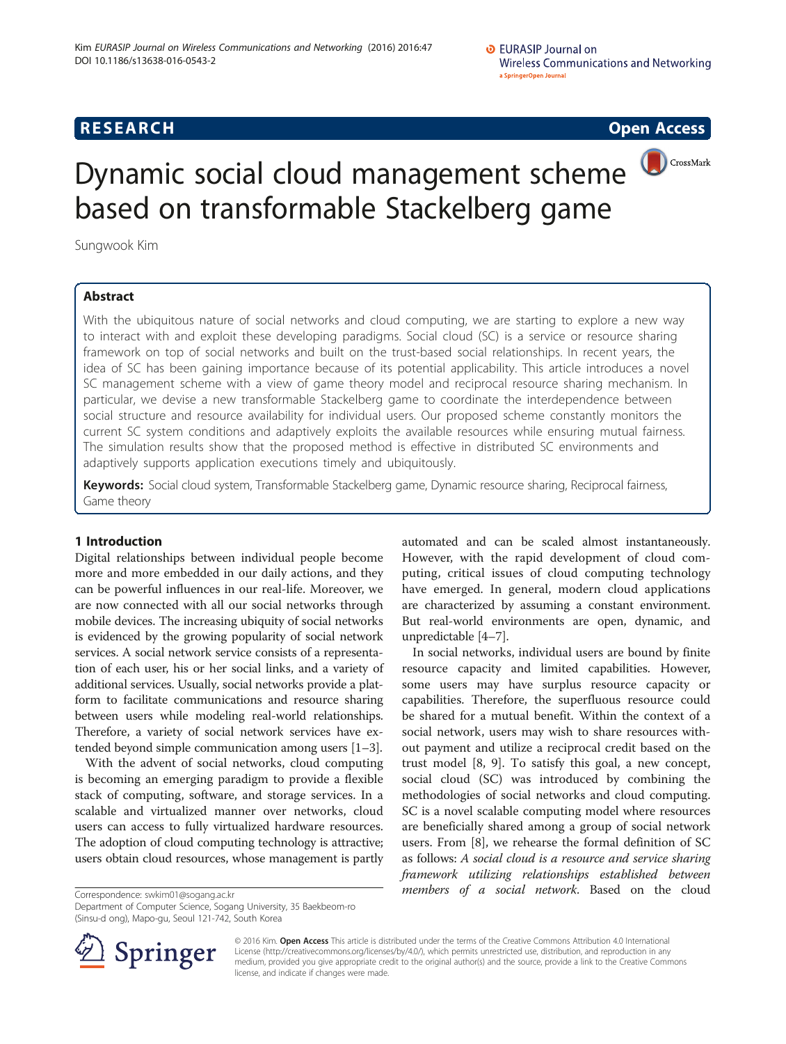**RESEARCH** **Open Access**

# Dynamic social cloud management scheme based on transformable Stackelberg game

Sungwook Kim

## Abstract

With the ubiquitous nature of social networks and cloud computing, we are starting to explore a new way to interact with and exploit these developing paradigms. Social cloud (SC) is a service or resource sharing framework on top of social networks and built on the trust-based social relationships. In recent years, the idea of SC has been gaining importance because of its potential applicability. This article introduces a novel SC management scheme with a view of game theory model and reciprocal resource sharing mechanism. In particular, we devise a new transformable Stackelberg game to coordinate the interdependence between social structure and resource availability for individual users. Our proposed scheme constantly monitors the current SC system conditions and adaptively exploits the available resources while ensuring mutual fairness. The simulation results show that the proposed method is effective in distributed SC environments and adaptively supports application executions timely and ubiquitously.

**Keywords:** Social cloud system, Transformable Stackelberg game, Dynamic resource sharing, Reciprocal fairness, Game theory

## 1 Introduction

Digital relationships between individual people become more and more embedded in our daily actions, and they can be powerful influences in our real-life. Moreover, we are now connected with all our social networks through mobile devices. The increasing ubiquity of social networks is evidenced by the growing popularity of social network services. A social network service consists of a representation of each user, his or her social links, and a variety of additional services. Usually, social networks provide a platform to facilitate communications and resource sharing between users while modeling real-world relationships. Therefore, a variety of social network services have extended beyond simple communication among users [1–3].

With the advent of social networks, cloud computing is becoming an emerging paradigm to provide a flexible stack of computing, software, and storage services. In a scalable and virtualized manner over networks, cloud users can access to fully virtualized hardware resources. The adoption of cloud computing technology is attractive; users obtain cloud resources, whose management is partly automated and can be scaled almost instantaneously. However, with the rapid development of cloud computing, critical issues of cloud computing technology have emerged. In general, modern cloud applications are characterized by assuming a constant environment. But real-world environments are open, dynamic, and unpredictable [4–7].

In social networks, individual users are bound by finite resource capacity and limited capabilities. However, some users may have surplus resource capacity or capabilities. Therefore, the superfluous resource could be shared for a mutual benefit. Within the context of a social network, users may wish to share resources without payment and utilize a reciprocal credit based on the trust model [8, 9]. To satisfy this goal, a new concept, social cloud (SC) was introduced by combining the methodologies of social networks and cloud computing. SC is a novel scalable computing model where resources are beneficially shared among a group of social network users. From [8], we rehearse the formal definition of SC as follows: *A social cloud is a resource and service sharing framework utilizing relationships established between members of a social network*. Based on the cloud

Correspondence: swkim01@sogang.ac.kr
Department of Computer Science, Sogang University, 35 Baekbeom-ro (Sinsu-d ong), Mapo-gu, Seoul 121-742, South Korea

© 2016 Kim. **Open Access** This article is distributed under the terms of the Creative Commons Attribution 4.0 International License (http://creativecommons.org/licenses/by/4.0/), which permits unrestricted use, distribution, and reproduction in any medium, provided you give appropriate credit to the original author(s) and the source, provide a link to the Creative Commons license, and indicate if changes were made.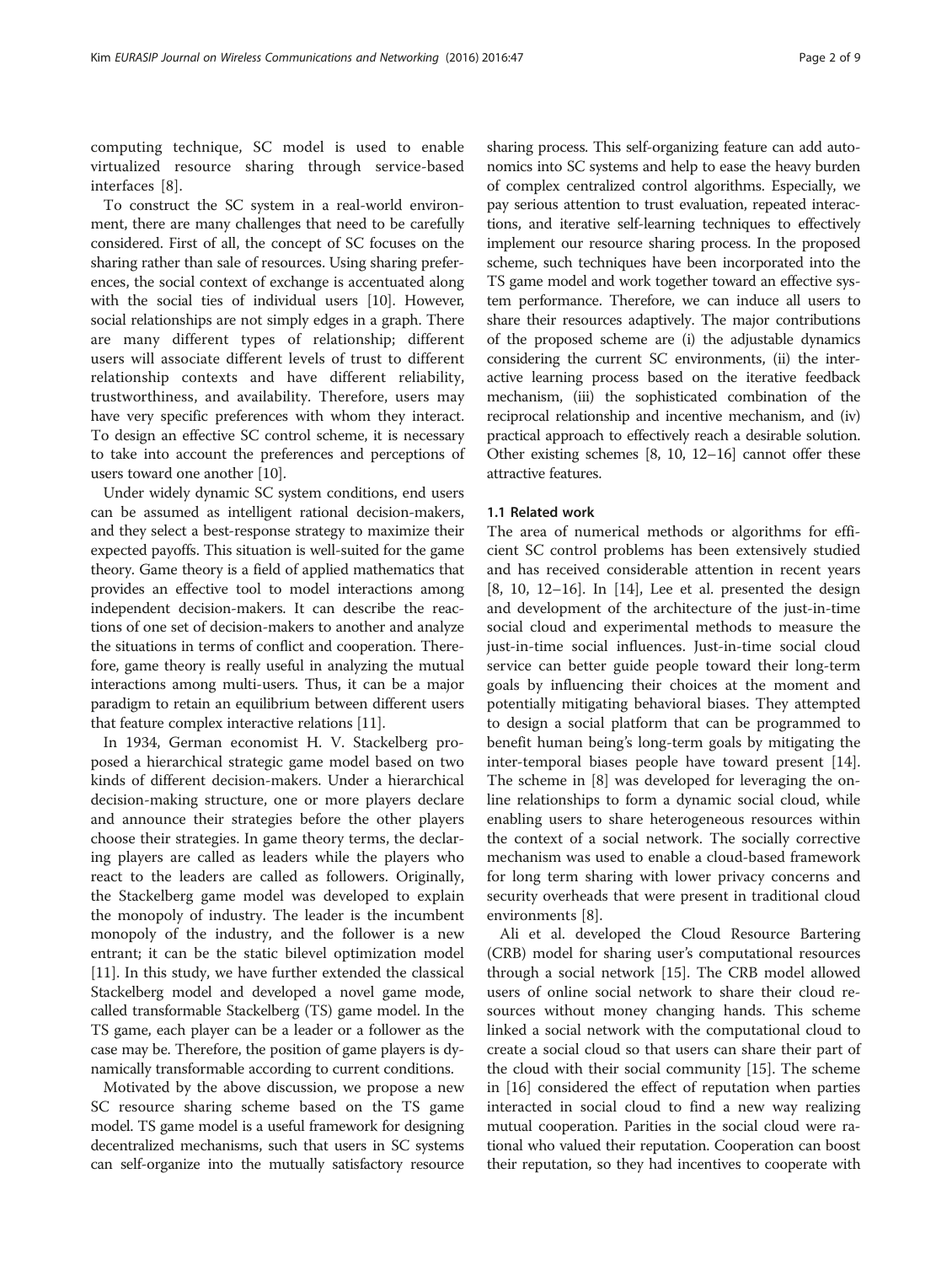computing technique, SC model is used to enable virtualized resource sharing through service-based interfaces [8].

To construct the SC system in a real-world environment, there are many challenges that need to be carefully considered. First of all, the concept of SC focuses on the sharing rather than sale of resources. Using sharing preferences, the social context of exchange is accentuated along with the social ties of individual users [10]. However, social relationships are not simply edges in a graph. There are many different types of relationship; different users will associate different levels of trust to different relationship contexts and have different reliability, trustworthiness, and availability. Therefore, users may have very specific preferences with whom they interact. To design an effective SC control scheme, it is necessary to take into account the preferences and perceptions of users toward one another [10].

Under widely dynamic SC system conditions, end users can be assumed as intelligent rational decision-makers, and they select a best-response strategy to maximize their expected payoffs. This situation is well-suited for the game theory. Game theory is a field of applied mathematics that provides an effective tool to model interactions among independent decision-makers. It can describe the reactions of one set of decision-makers to another and analyze the situations in terms of conflict and cooperation. Therefore, game theory is really useful in analyzing the mutual interactions among multi-users. Thus, it can be a major paradigm to retain an equilibrium between different users that feature complex interactive relations [11].

In 1934, German economist H. V. Stackelberg proposed a hierarchical strategic game model based on two kinds of different decision-makers. Under a hierarchical decision-making structure, one or more players declare and announce their strategies before the other players choose their strategies. In game theory terms, the declaring players are called as leaders while the players who react to the leaders are called as followers. Originally, the Stackelberg game model was developed to explain the monopoly of industry. The leader is the incumbent monopoly of the industry, and the follower is a new entrant; it can be the static bilevel optimization model [11]. In this study, we have further extended the classical Stackelberg model and developed a novel game mode, called transformable Stackelberg (TS) game model. In the TS game, each player can be a leader or a follower as the case may be. Therefore, the position of game players is dynamically transformable according to current conditions.

Motivated by the above discussion, we propose a new SC resource sharing scheme based on the TS game model. TS game model is a useful framework for designing decentralized mechanisms, such that users in SC systems can self-organize into the mutually satisfactory resource sharing process. This self-organizing feature can add autonomics into SC systems and help to ease the heavy burden of complex centralized control algorithms. Especially, we pay serious attention to trust evaluation, repeated interactions, and iterative self-learning techniques to effectively implement our resource sharing process. In the proposed scheme, such techniques have been incorporated into the TS game model and work together toward an effective system performance. Therefore, we can induce all users to share their resources adaptively. The major contributions of the proposed scheme are (i) the adjustable dynamics considering the current SC environments, (ii) the interactive learning process based on the iterative feedback mechanism, (iii) the sophisticated combination of the reciprocal relationship and incentive mechanism, and (iv) practical approach to effectively reach a desirable solution. Other existing schemes [8, 10, 12–16] cannot offer these attractive features.

## 1.1 Related work

The area of numerical methods or algorithms for efficient SC control problems has been extensively studied and has received considerable attention in recent years [8, 10, 12–16]. In [14], Lee et al. presented the design and development of the architecture of the just-in-time social cloud and experimental methods to measure the just-in-time social influences. Just-in-time social cloud service can better guide people toward their long-term goals by influencing their choices at the moment and potentially mitigating behavioral biases. They attempted to design a social platform that can be programmed to benefit human being's long-term goals by mitigating the inter-temporal biases people have toward present [14]. The scheme in [8] was developed for leveraging the online relationships to form a dynamic social cloud, while enabling users to share heterogeneous resources within the context of a social network. The socially corrective mechanism was used to enable a cloud-based framework for long term sharing with lower privacy concerns and security overheads that were present in traditional cloud environments [8].

Ali et al. developed the Cloud Resource Bartering (CRB) model for sharing user's computational resources through a social network [15]. The CRB model allowed users of online social network to share their cloud resources without money changing hands. This scheme linked a social network with the computational cloud to create a social cloud so that users can share their part of the cloud with their social community [15]. The scheme in [16] considered the effect of reputation when parties interacted in social cloud to find a new way realizing mutual cooperation. Parities in the social cloud were rational who valued their reputation. Cooperation can boost their reputation, so they had incentives to cooperate with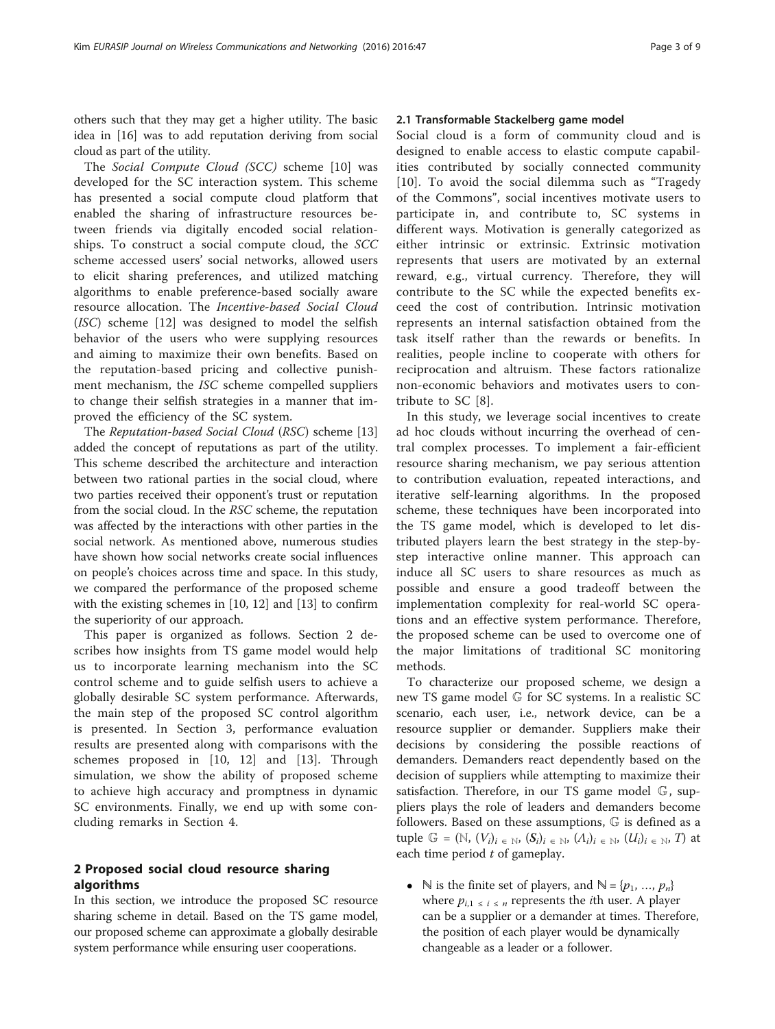others such that they may get a higher utility. The basic idea in [16] was to add reputation deriving from social cloud as part of the utility.

The *Social Compute Cloud (SCC)* scheme [10] was developed for the SC interaction system. This scheme has presented a social compute cloud platform that enabled the sharing of infrastructure resources between friends via digitally encoded social relationships. To construct a social compute cloud, the *SCC* scheme accessed users' social networks, allowed users to elicit sharing preferences, and utilized matching algorithms to enable preference-based socially aware resource allocation. The *Incentive-based Social Cloud* (*ISC*) scheme [12] was designed to model the selfish behavior of the users who were supplying resources and aiming to maximize their own benefits. Based on the reputation-based pricing and collective punishment mechanism, the *ISC* scheme compelled suppliers to change their selfish strategies in a manner that improved the efficiency of the SC system.

The *Reputation-based Social Cloud* (*RSC*) scheme [13] added the concept of reputations as part of the utility. This scheme described the architecture and interaction between two rational parties in the social cloud, where two parties received their opponent's trust or reputation from the social cloud. In the *RSC* scheme, the reputation was affected by the interactions with other parties in the social network. As mentioned above, numerous studies have shown how social networks create social influences on people's choices across time and space. In this study, we compared the performance of the proposed scheme with the existing schemes in [10, 12] and [13] to confirm the superiority of our approach.

This paper is organized as follows. Section 2 describes how insights from TS game model would help us to incorporate learning mechanism into the SC control scheme and to guide selfish users to achieve a globally desirable SC system performance. Afterwards, the main step of the proposed SC control algorithm is presented. In Section 3, performance evaluation results are presented along with comparisons with the schemes proposed in [10, 12] and [13]. Through simulation, we show the ability of proposed scheme to achieve high accuracy and promptness in dynamic SC environments. Finally, we end up with some concluding remarks in Section 4.

## 2 Proposed social cloud resource sharing algorithms

In this section, we introduce the proposed SC resource sharing scheme in detail. Based on the TS game model, our proposed scheme can approximate a globally desirable system performance while ensuring user cooperations.

### 2.1 Transformable Stackelberg game model

Social cloud is a form of community cloud and is designed to enable access to elastic compute capabilities contributed by socially connected community [10]. To avoid the social dilemma such as "Tragedy of the Commons", social incentives motivate users to participate in, and contribute to, SC systems in different ways. Motivation is generally categorized as either intrinsic or extrinsic. Extrinsic motivation represents that users are motivated by an external reward, e.g., virtual currency. Therefore, they will contribute to the SC while the expected benefits exceed the cost of contribution. Intrinsic motivation represents an internal satisfaction obtained from the task itself rather than the rewards or benefits. In realities, people incline to cooperate with others for reciprocation and altruism. These factors rationalize non-economic behaviors and motivates users to contribute to SC [8].

In this study, we leverage social incentives to create ad hoc clouds without incurring the overhead of central complex processes. To implement a fair-efficient resource sharing mechanism, we pay serious attention to contribution evaluation, repeated interactions, and iterative self-learning algorithms. In the proposed scheme, these techniques have been incorporated into the TS game model, which is developed to let distributed players learn the best strategy in the step-by-step interactive online manner. This approach can induce all SC users to share resources as much as possible and ensure a good tradeoff between the implementation complexity for real-world SC operations and an effective system performance. Therefore, the proposed scheme can be used to overcome one of the major limitations of traditional SC monitoring methods.

To characterize our proposed scheme, we design a new TS game model $\mathbb{G}$ for SC systems. In a realistic SC scenario, each user, i.e., network device, can be a resource supplier or demander. Suppliers make their decisions by considering the possible reactions of demanders. Demanders react dependently based on the decision of suppliers while attempting to maximize their satisfaction. Therefore, in our TS game model $\mathbb{G}$, suppliers plays the role of leaders and demanders become followers. Based on these assumptions, $\mathbb{G}$ is defined as a tuple $\mathbb{G} = (\mathbb{N}, (V_i)_{i \in \mathbb{N}}, (\boldsymbol{S}_i)_{i \in \mathbb{N}}, (\Lambda_i)_{i \in \mathbb{N}}, (U_i)_{i \in \mathbb{N}}, T)$ at each time period $t$ of gameplay.

- $\mathbb{N}$ is the finite set of players, and $\mathbb{N} = \{p_1, \ldots, p_n\}$ where $p_{i, 1 \le i \le n}$ represents the $i$th user. A player can be a supplier or a demander at times. Therefore, the position of each player would be dynamically changeable as a leader or a follower.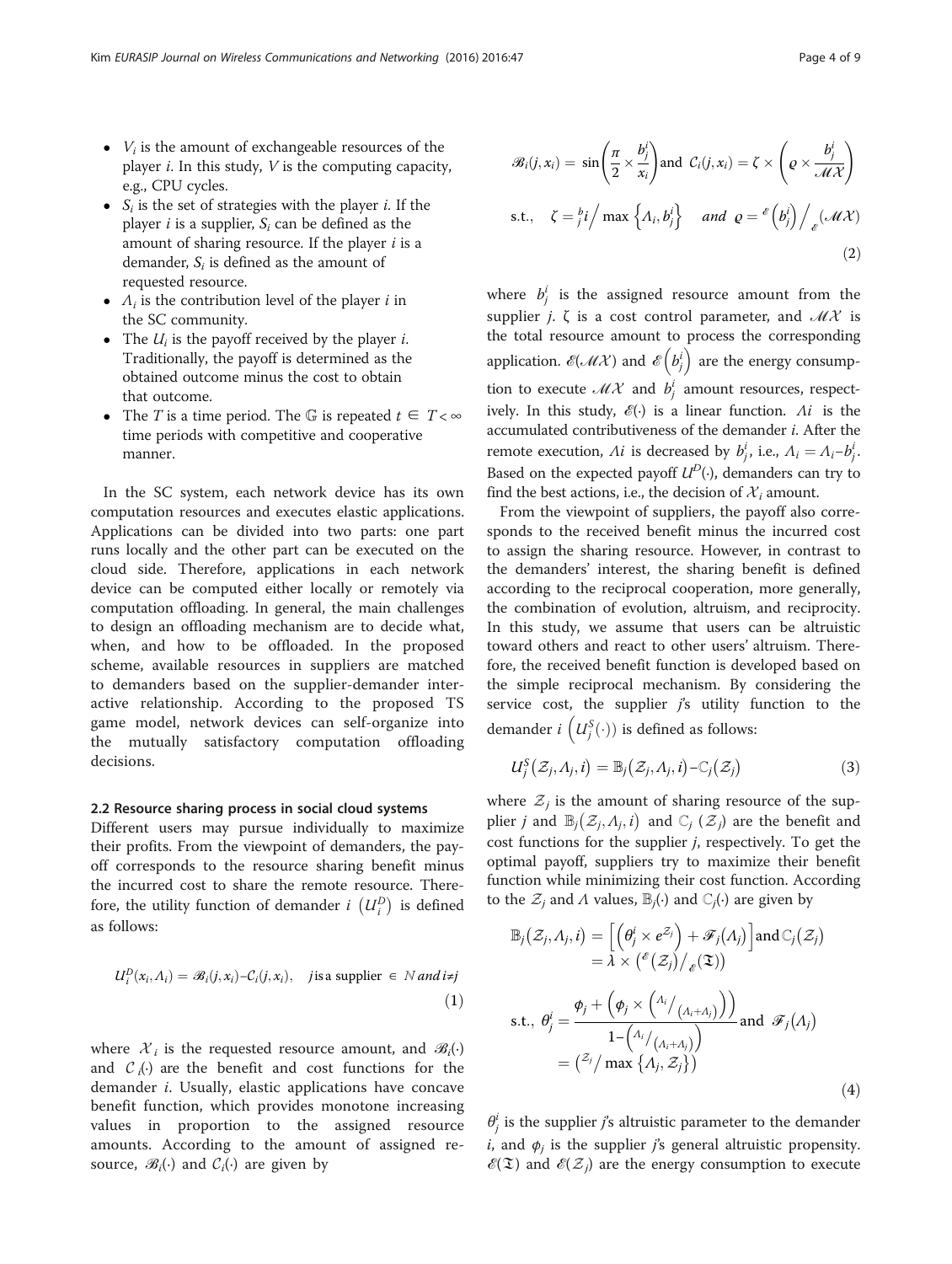- $V_i$ is the amount of exchangeable resources of the player $i$. In this study, $V$ is the computing capacity, e.g., CPU cycles.
- $S_i$ is the set of strategies with the player $i$. If the player $i$ is a supplier, $S_i$ can be defined as the amount of sharing resource. If the player $i$ is a demander, $S_i$ is defined as the amount of requested resource.
- $\Lambda_i$ is the contribution level of the player $i$ in the SC community.
- The $U_i$ is the payoff received by the player $i$. Traditionally, the payoff is determined as the obtained outcome minus the cost to obtain that outcome.
- The $T$ is a time period. The $\mathbb{G}$ is repeated $t \in T < \infty$ time periods with competitive and cooperative manner.

In the SC system, each network device has its own computation resources and executes elastic applications. Applications can be divided into two parts: one part runs locally and the other part can be executed on the cloud side. Therefore, applications in each network device can be computed either locally or remotely via computation offloading. In general, the main challenges to design an offloading mechanism are to decide what, when, and how to be offloaded. In the proposed scheme, available resources in suppliers are matched to demanders based on the supplier-demander interactive relationship. According to the proposed TS game model, network devices can self-organize into the mutually satisfactory computation offloading decisions.

### 2.2 Resource sharing process in social cloud systems

Different users may pursue individually to maximize their profits. From the viewpoint of demanders, the payoff corresponds to the resource sharing benefit minus the incurred cost to share the remote resource. Therefore, the utility function of demander $i$ $\left(U_i^D\right)$ is defined as follows:

$$U_i^D(x_i, \Lambda_i) = \mathscr{B}_i(j, x_i) - \mathcal{C}_i(j, x_i), \quad j \text{ is a supplier } \in \mathbb{N} \text{ and } i \neq j \tag{1}$$

where $\mathcal{X}_i$ is the requested resource amount, and $\mathscr{B}_i(\cdot)$ and $\mathcal{C}_i(\cdot)$ are the benefit and cost functions for the demander $i$. Usually, elastic applications have concave benefit function, which provides monotone increasing values in proportion to the assigned resource amounts. According to the amount of assigned resource, $\mathscr{B}_i(\cdot)$ and $\mathcal{C}_i(\cdot)$ are given by

$$\mathscr{B}_i(j, x_i) = \sin\left(\frac{\pi}{2} \times \frac{b_j^i}{x_i}\right) \text{and } \mathcal{C}_i(j, x_i) = \zeta \times \left(\varrho \times \frac{b_j^i}{\mathcal{MX}}\right)$$
$$\text{s.t.,} \quad \zeta = {}^{b}_{j}i \Big/ \max\left\{\Lambda_i, b_j^i\right\} \quad \text{and } \varrho = {}^{\mathscr{E}}\left(b_j^i\right) \Big/ {}_{\mathscr{E}}(\mathcal{MX}) \tag{2}$$

where $b_j^i$ is the assigned resource amount from the supplier $j$. ζ is a cost control parameter, and $\mathcal{MX}$ is the total resource amount to process the corresponding application. $\mathscr{E}(\mathcal{MX})$ and $\mathscr{E}\left(b_j^i\right)$ are the energy consumption to execute $\mathcal{MX}$ and $b_j^i$ amount resources, respectively. In this study, $\mathscr{E}(\cdot)$ is a linear function. $\Lambda i$ is the accumulated contributiveness of the demander $i$. After the remote execution, $\Lambda i$ is decreased by $b_j^i$, i.e., $\Lambda_i = \Lambda_i - b_j^i$. Based on the expected payoff $U^D(\cdot)$, demanders can try to find the best actions, i.e., the decision of $\mathcal{X}_i$ amount.

From the viewpoint of suppliers, the payoff also corresponds to the received benefit minus the incurred cost to assign the sharing resource. However, in contrast to the demanders' interest, the sharing benefit is defined according to the reciprocal cooperation, more generally, the combination of evolution, altruism, and reciprocity. In this study, we assume that users can be altruistic toward others and react to other users' altruism. Therefore, the received benefit function is developed based on the simple reciprocal mechanism. By considering the service cost, the supplier $j$'s utility function to the demander $i$ $\left(U_j^S(\cdot)\right)$ is defined as follows:

$$U_j^S\left(\mathcal{Z}_j, \Lambda_j, i\right) = \mathbb{B}_j\left(\mathcal{Z}_j, \Lambda_j, i\right) - \mathbb{C}_j\left(\mathcal{Z}_j\right) \tag{3}$$

where $\mathcal{Z}_j$ is the amount of sharing resource of the supplier $j$ and $\mathbb{B}_j\left(\mathcal{Z}_j, \Lambda_j, i\right)$ and $\mathbb{C}_j\left(\mathcal{Z}_j\right)$ are the benefit and cost functions for the supplier $j$, respectively. To get the optimal payoff, suppliers try to maximize their benefit function while minimizing their cost function. According to the $\mathcal{Z}_j$ and $\Lambda$ values, $\mathbb{B}_j(\cdot)$ and $\mathbb{C}_j(\cdot)$ are given by

$$\mathbb{B}_j\left(\mathcal{Z}_j, \Lambda_j, i\right) = \left[\left(\theta_j^i \times e^{\mathcal{Z}_j}\right) + \mathscr{F}_j\left(\Lambda_j\right)\right] \text{and } \mathbb{C}_j\left(\mathcal{Z}_j\right) = \lambda \times \left({}^{\mathscr{E}}\left(\mathcal{Z}_j\right) \big/ {}_{\mathscr{E}}(\mathfrak{T})\right)$$
$$\text{s.t.,} \ \theta_j^i = \frac{\phi_j + \left(\phi_j \times \left({}^{\Lambda_i}\big/_{\left(\Lambda_i + \Lambda_j\right)}\right)\right)}{1 - \left({}^{\Lambda_i}\big/_{\left(\Lambda_i + \Lambda_j\right)}\right)} \text{ and } \mathscr{F}_j\left(\Lambda_j\right) = \left({}^{\mathcal{Z}_j} \big/ \max\left\{\Lambda_j, \mathcal{Z}_j\right\}\right) \tag{4}$$

$\theta_j^i$ is the supplier $j$'s altruistic parameter to the demander $i$, and $\phi_j$ is the supplier $j$'s general altruistic propensity. $\mathscr{E}(\mathfrak{T})$ and $\mathscr{E}(\mathcal{Z}_j)$ are the energy consumption to execute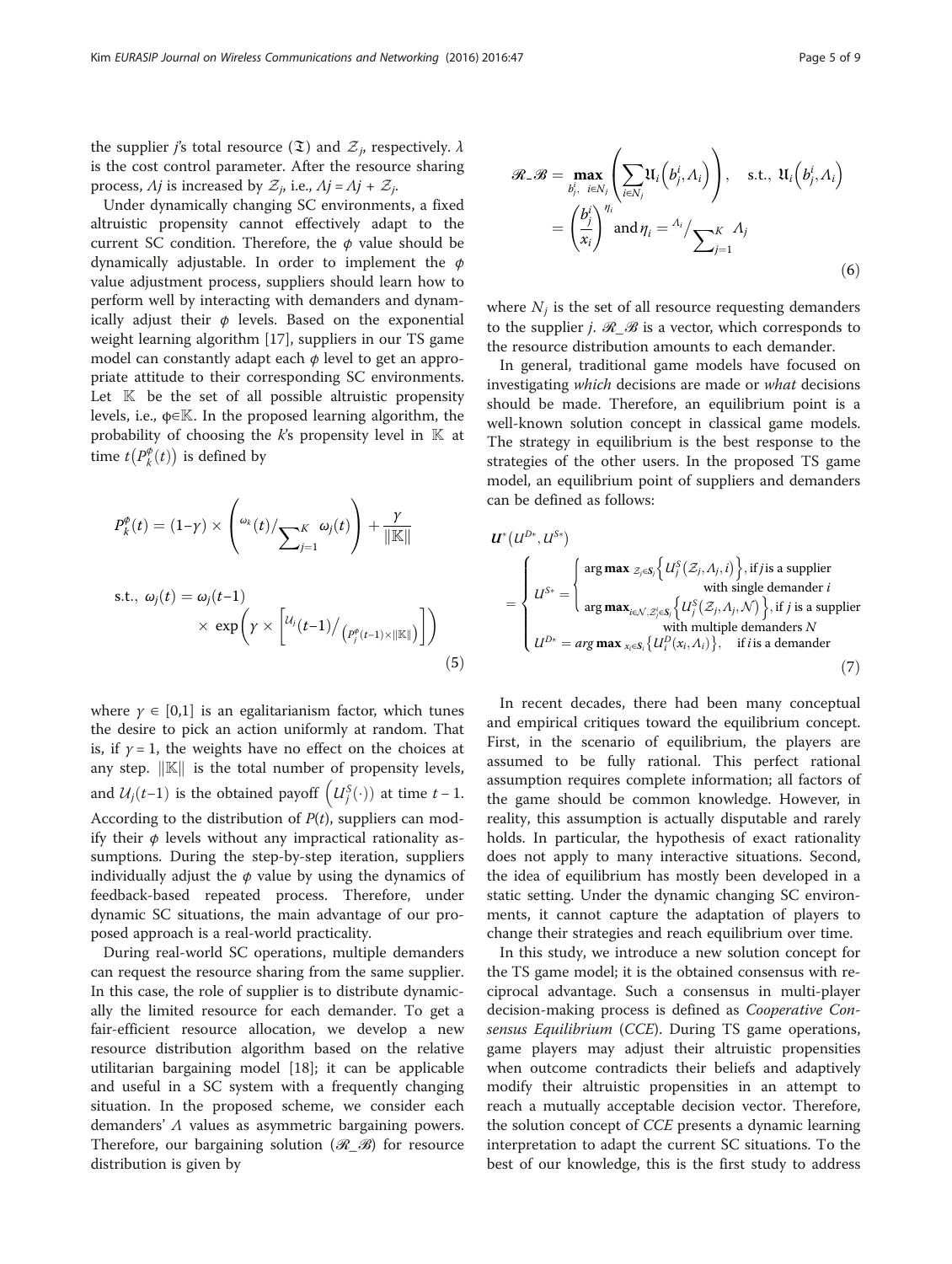the supplier $j$'s total resource ($\mathfrak{T}$) and $\mathcal{Z}_j$, respectively. $\lambda$ is the cost control parameter. After the resource sharing process, $\Lambda j$ is increased by $\mathcal{Z}_j$, i.e., $\Lambda j = \Lambda j + \mathcal{Z}_j$.

Under dynamically changing SC environments, a fixed altruistic propensity cannot effectively adapt to the current SC condition. Therefore, the $\phi$ value should be dynamically adjustable. In order to implement the $\phi$ value adjustment process, suppliers should learn how to perform well by interacting with demanders and dynamically adjust their $\phi$ levels. Based on the exponential weight learning algorithm [17], suppliers in our TS game model can constantly adapt each $\phi$ level to get an appropriate attitude to their corresponding SC environments. Let $\mathbb{K}$ be the set of all possible altruistic propensity levels, i.e., $\phi \in \mathbb{K}$. In the proposed learning algorithm, the probability of choosing the $k$'s propensity level in $\mathbb{K}$ at time $t\left(P_k^{\phi}(t)\right)$ is defined by

$$P_k^{\phi}(t) = (1-\gamma) \times \left( {}^{\omega_k(t)} \Big/ {\textstyle\sum_{j=1}^{K}} \omega_j(t) \right) + \frac{\gamma}{\|\mathbb{K}\|}$$

$$\text{s.t., } \omega_j(t) = \omega_j(t-1) \times \exp\left( \gamma \times \left[ {}^{\mathcal{U}_j(t-1)} \Big/ {}_{\left(P_j^{\phi}(t-1) \times \|\mathbb{K}\|\right)} \right] \right) \tag{5}$$

where $\gamma \in [0,1]$ is an egalitarianism factor, which tunes the desire to pick an action uniformly at random. That is, if $\gamma = 1$, the weights have no effect on the choices at any step. $\|\mathbb{K}\|$ is the total number of propensity levels, and $\mathcal{U}_j(t-1)$ is the obtained payoff $\left(U_j^S(\cdot)\right)$ at time $t-1$. According to the distribution of $P(t)$, suppliers can modify their $\phi$ levels without any impractical rationality assumptions. During the step-by-step iteration, suppliers individually adjust the $\phi$ value by using the dynamics of feedback-based repeated process. Therefore, under dynamic SC situations, the main advantage of our proposed approach is a real-world practicality.

During real-world SC operations, multiple demanders can request the resource sharing from the same supplier. In this case, the role of supplier is to distribute dynamically the limited resource for each demander. To get a fair-efficient resource allocation, we develop a new resource distribution algorithm based on the relative utilitarian bargaining model [18]; it can be applicable and useful in a SC system with a frequently changing situation. In the proposed scheme, we consider each demanders' $\Lambda$ values as asymmetric bargaining powers. Therefore, our bargaining solution ($\mathscr{R}\_\mathscr{B}$) for resource distribution is given by

$$\mathscr{R}\_\mathscr{B} = \max_{b_j^i,\ i \in N_j} \left( \sum_{i \in N_j} \mathfrak{U}_i\left(b_j^i, \Lambda_i\right) \right), \quad \text{s.t., } \mathfrak{U}_i\left(b_j^i, \Lambda_i\right) = \left(\frac{b_j^i}{x_i}\right)^{\eta_i} \text{and } \eta_i = {}^{\Lambda_i} \Big/ {\textstyle\sum_{j=1}^{K}} \Lambda_j \tag{6}$$

where $N_j$ is the set of all resource requesting demanders to the supplier $j$. $\mathscr{R}\_\mathscr{B}$ is a vector, which corresponds to the resource distribution amounts to each demander.

In general, traditional game models have focused on investigating *which* decisions are made or *what* decisions should be made. Therefore, an equilibrium point is a well-known solution concept in classical game models. The strategy in equilibrium is the best response to the strategies of the other users. In the proposed TS game model, an equilibrium point of suppliers and demanders can be defined as follows:

$$\boldsymbol{U}^*\left(U^{D*}, U^{S*}\right) = \begin{cases} U^{S*} = \begin{cases} \arg\max_{\mathcal{Z}_j \in \mathbf{S}_j} \left\{ U_j^S\left(\mathcal{Z}_j, \Lambda_j, i\right) \right\}, & \text{if } j \text{ is a supplier with single demander } i \\ \arg\max_{i \in \mathcal{N}, \mathcal{Z}_j^i \in \mathbf{S}_j} \left\{ U_j^S\left(\mathcal{Z}_j, \Lambda_j, \mathcal{N}\right) \right\}, & \text{if } j \text{ is a supplier with multiple demanders } N \end{cases} \\ U^{D*} = \arg\max_{x_i \in \mathbf{S}_i} \left\{ U_i^D\left(x_i, \Lambda_i\right) \right\}, \quad \text{if } i \text{ is a demander} \end{cases} \tag{7}$$

In recent decades, there had been many conceptual and empirical critiques toward the equilibrium concept. First, in the scenario of equilibrium, the players are assumed to be fully rational. This perfect rational assumption requires complete information; all factors of the game should be common knowledge. However, in reality, this assumption is actually disputable and rarely holds. In particular, the hypothesis of exact rationality does not apply to many interactive situations. Second, the idea of equilibrium has mostly been developed in a static setting. Under the dynamic changing SC environments, it cannot capture the adaptation of players to change their strategies and reach equilibrium over time.

In this study, we introduce a new solution concept for the TS game model; it is the obtained consensus with reciprocal advantage. Such a consensus in multi-player decision-making process is defined as *Cooperative Consensus Equilibrium* (*CCE*). During TS game operations, game players may adjust their altruistic propensities when outcome contradicts their beliefs and adaptively modify their altruistic propensities in an attempt to reach a mutually acceptable decision vector. Therefore, the solution concept of *CCE* presents a dynamic learning interpretation to adapt the current SC situations. To the best of our knowledge, this is the first study to address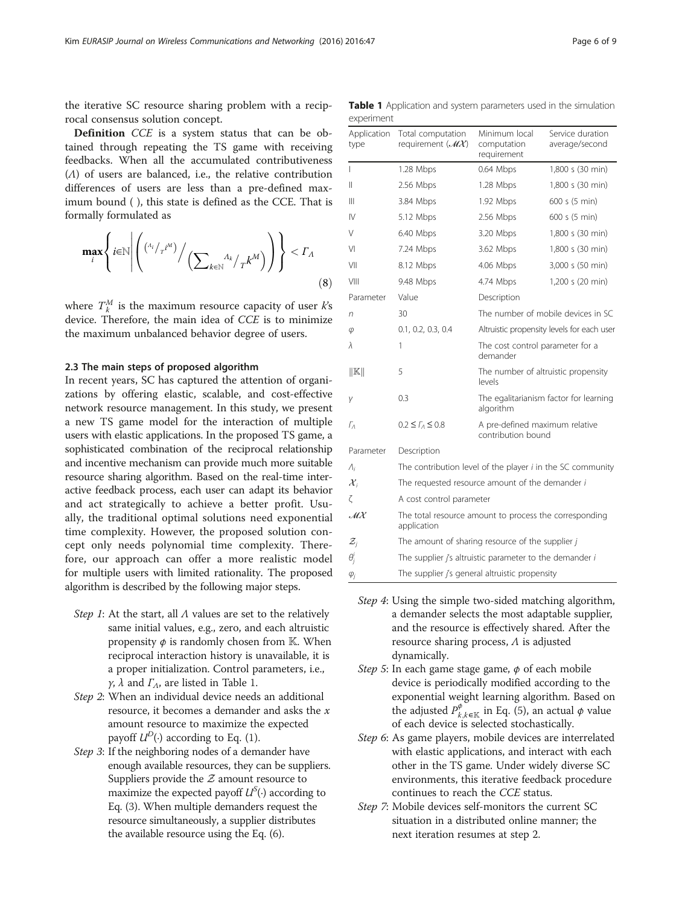the iterative SC resource sharing problem with a reciprocal consensus solution concept.

**Definition** *CCE* is a system status that can be obtained through repeating the TS game with receiving feedbacks. When all the accumulated contributiveness ($\Lambda$) of users are balanced, i.e., the relative contribution differences of users are less than a pre-defined maximum bound ( ), this state is defined as the CCE. That is formally formulated as

$$\max_{i}\left\{ i\in\mathbb{N}\left| \left( {\left( {}^{\Lambda_i}/{}_{T^{i^M}} \right)} \Big/ \left( \sum_{k\in\mathbb{N}} {}^{\Lambda_k}/{}_{T^{k^M}} \right) \right) \right. \right\} < \Gamma_\Lambda \tag{8}$$

where $T_k^M$ is the maximum resource capacity of user *k*'s device. Therefore, the main idea of *CCE* is to minimize the maximum unbalanced behavior degree of users.

### 2.3 The main steps of proposed algorithm

In recent years, SC has captured the attention of organizations by offering elastic, scalable, and cost-effective network resource management. In this study, we present a new TS game model for the interaction of multiple users with elastic applications. In the proposed TS game, a sophisticated combination of the reciprocal relationship and incentive mechanism can provide much more suitable resource sharing algorithm. Based on the real-time interactive feedback process, each user can adapt its behavior and act strategically to achieve a better profit. Usually, the traditional optimal solutions need exponential time complexity. However, the proposed solution concept only needs polynomial time complexity. Therefore, our approach can offer a more realistic model for multiple users with limited rationality. The proposed algorithm is described by the following major steps.

- *Step 1*: At the start, all $\Lambda$ values are set to the relatively same initial values, e.g., zero, and each altruistic propensity $\phi$ is randomly chosen from $\mathbb{K}$. When reciprocal interaction history is unavailable, it is a proper initialization. Control parameters, i.e., $\gamma$, $\lambda$ and $\Gamma_\Lambda$, are listed in Table 1.
- *Step 2*: When an individual device needs an additional resource, it becomes a demander and asks the $x$ amount resource to maximize the expected payoff $U^D(\cdot)$ according to Eq. (1).
- *Step 3*: If the neighboring nodes of a demander have enough available resources, they can be suppliers. Suppliers provide the $\mathcal{Z}$ amount resource to maximize the expected payoff $U^S(\cdot)$ according to Eq. (3). When multiple demanders request the resource simultaneously, a supplier distributes the available resource using the Eq. (6).

**Table 1** Application and system parameters used in the simulation experiment

| Application type | Total computation requirement ($\mathcal{MX}$) | Minimum local computation requirement | Service duration average/second |
|---|---|---|---|
| I | 1.28 Mbps | 0.64 Mbps | 1,800 s (30 min) |
| II | 2.56 Mbps | 1.28 Mbps | 1,800 s (30 min) |
| III | 3.84 Mbps | 1.92 Mbps | 600 s (5 min) |
| IV | 5.12 Mbps | 2.56 Mbps | 600 s (5 min) |
| V | 6.40 Mbps | 3.20 Mbps | 1,800 s (30 min) |
| VI | 7.24 Mbps | 3.62 Mbps | 1,800 s (30 min) |
| VII | 8.12 Mbps | 4.06 Mbps | 3,000 s (50 min) |
| VIII | 9.48 Mbps | 4.74 Mbps | 1,200 s (20 min) |
| Parameter | Value | Description | |
| $n$ | 30 | The number of mobile devices in SC | |
| $\varphi$ | 0.1, 0.2, 0.3, 0.4 | Altruistic propensity levels for each user | |
| $\lambda$ | 1 | The cost control parameter for a demander | |
| $\|\mathbb{K}\|$ | 5 | The number of altruistic propensity levels | |
| $\gamma$ | 0.3 | The egalitarianism factor for learning algorithm | |
| $\Gamma_\Lambda$ | $0.2 \leq \Gamma_\Lambda \leq 0.8$ | A pre-defined maximum relative contribution bound | |
| Parameter | Description | | |
| $\Lambda_i$ | The contribution level of the player $i$ in the SC community | | |
| $\mathcal{X}_i$ | The requested resource amount of the demander $i$ | | |
| $\zeta$ | A cost control parameter | | |
| $\mathcal{MX}$ | The total resource amount to process the corresponding application | | |
| $\mathcal{Z}_j$ | The amount of sharing resource of the supplier $j$ | | |
| $\theta_j^i$ | The supplier $j$'s altruistic parameter to the demander $i$ | | |
| $\varphi_j$ | The supplier $j$'s general altruistic propensity | | |

- *Step 4*: Using the simple two-sided matching algorithm, a demander selects the most adaptable supplier, and the resource is effectively shared. After the resource sharing process, $\Lambda$ is adjusted dynamically.
- *Step 5*: In each game stage game, $\phi$ of each mobile device is periodically modified according to the exponential weight learning algorithm. Based on the adjusted $P_{k,k\in\mathbb{K}}^{\phi}$ in Eq. (5), an actual $\phi$ value of each device is selected stochastically.
- *Step 6*: As game players, mobile devices are interrelated with elastic applications, and interact with each other in the TS game. Under widely diverse SC environments, this iterative feedback procedure continues to reach the *CCE* status.
- *Step 7*: Mobile devices self-monitors the current SC situation in a distributed online manner; the next iteration resumes at step 2.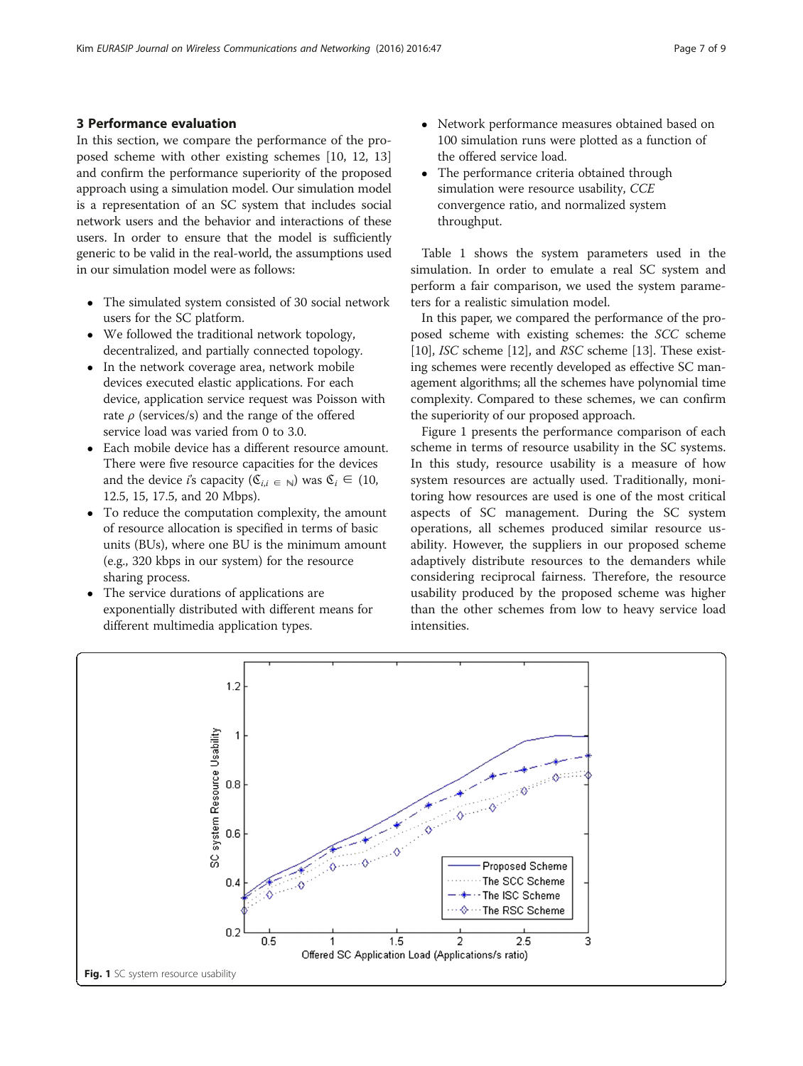## 3 Performance evaluation

In this section, we compare the performance of the proposed scheme with other existing schemes [10, 12, 13] and confirm the performance superiority of the proposed approach using a simulation model. Our simulation model is a representation of an SC system that includes social network users and the behavior and interactions of these users. In order to ensure that the model is sufficiently generic to be valid in the real-world, the assumptions used in our simulation model were as follows:

- The simulated system consisted of 30 social network users for the SC platform.
- We followed the traditional network topology, decentralized, and partially connected topology.
- In the network coverage area, network mobile devices executed elastic applications. For each device, application service request was Poisson with rate $\rho$ (services/s) and the range of the offered service load was varied from 0 to 3.0.
- Each mobile device has a different resource amount. There were five resource capacities for the devices and the device *i*'s capacity ($\mathfrak{C}_{i,i\,\in\,\mathbb{N}}$) was $\mathfrak{C}_i \in$ (10, 12.5, 15, 17.5, and 20 Mbps).
- To reduce the computation complexity, the amount of resource allocation is specified in terms of basic units (BUs), where one BU is the minimum amount (e.g., 320 kbps in our system) for the resource sharing process.
- The service durations of applications are exponentially distributed with different means for different multimedia application types.
- Network performance measures obtained based on 100 simulation runs were plotted as a function of the offered service load.
- The performance criteria obtained through simulation were resource usability, *CCE* convergence ratio, and normalized system throughput.

Table 1 shows the system parameters used in the simulation. In order to emulate a real SC system and perform a fair comparison, we used the system parameters for a realistic simulation model.

In this paper, we compared the performance of the proposed scheme with existing schemes: the *SCC* scheme [10], *ISC* scheme [12], and *RSC* scheme [13]. These existing schemes were recently developed as effective SC management algorithms; all the schemes have polynomial time complexity. Compared to these schemes, we can confirm the superiority of our proposed approach.

Figure 1 presents the performance comparison of each scheme in terms of resource usability in the SC systems. In this study, resource usability is a measure of how system resources are actually used. Traditionally, monitoring how resources are used is one of the most critical aspects of SC management. During the SC system operations, all schemes produced similar resource usability. However, the suppliers in our proposed scheme adaptively distribute resources to the demanders while considering reciprocal fairness. Therefore, the resource usability produced by the proposed scheme was higher than the other schemes from low to heavy service load intensities.

**Fig. 1** SC system resource usability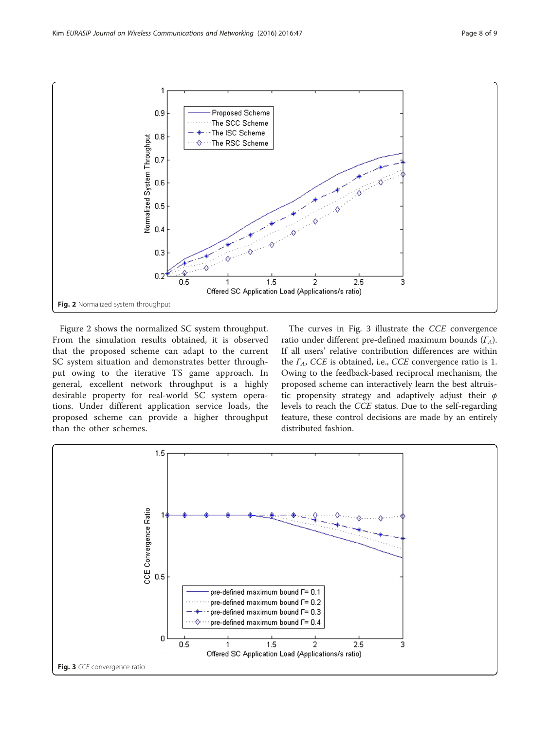Fig. 2 Normalized system throughput

Figure 2 shows the normalized SC system throughput. From the simulation results obtained, it is observed that the proposed scheme can adapt to the current SC system situation and demonstrates better throughput owing to the iterative TS game approach. In general, excellent network throughput is a highly desirable property for real-world SC system operations. Under different application service loads, the proposed scheme can provide a higher throughput than the other schemes.

The curves in Fig. 3 illustrate the *CCE* convergence ratio under different pre-defined maximum bounds ($\Gamma_{\Lambda}$). If all users' relative contribution differences are within the $\Gamma_{\Lambda}$, *CCE* is obtained, i.e., *CCE* convergence ratio is 1. Owing to the feedback-based reciprocal mechanism, the proposed scheme can interactively learn the best altruistic propensity strategy and adaptively adjust their $\phi$ levels to reach the *CCE* status. Due to the self-regarding feature, these control decisions are made by an entirely distributed fashion.

Fig. 3 *CCE* convergence ratio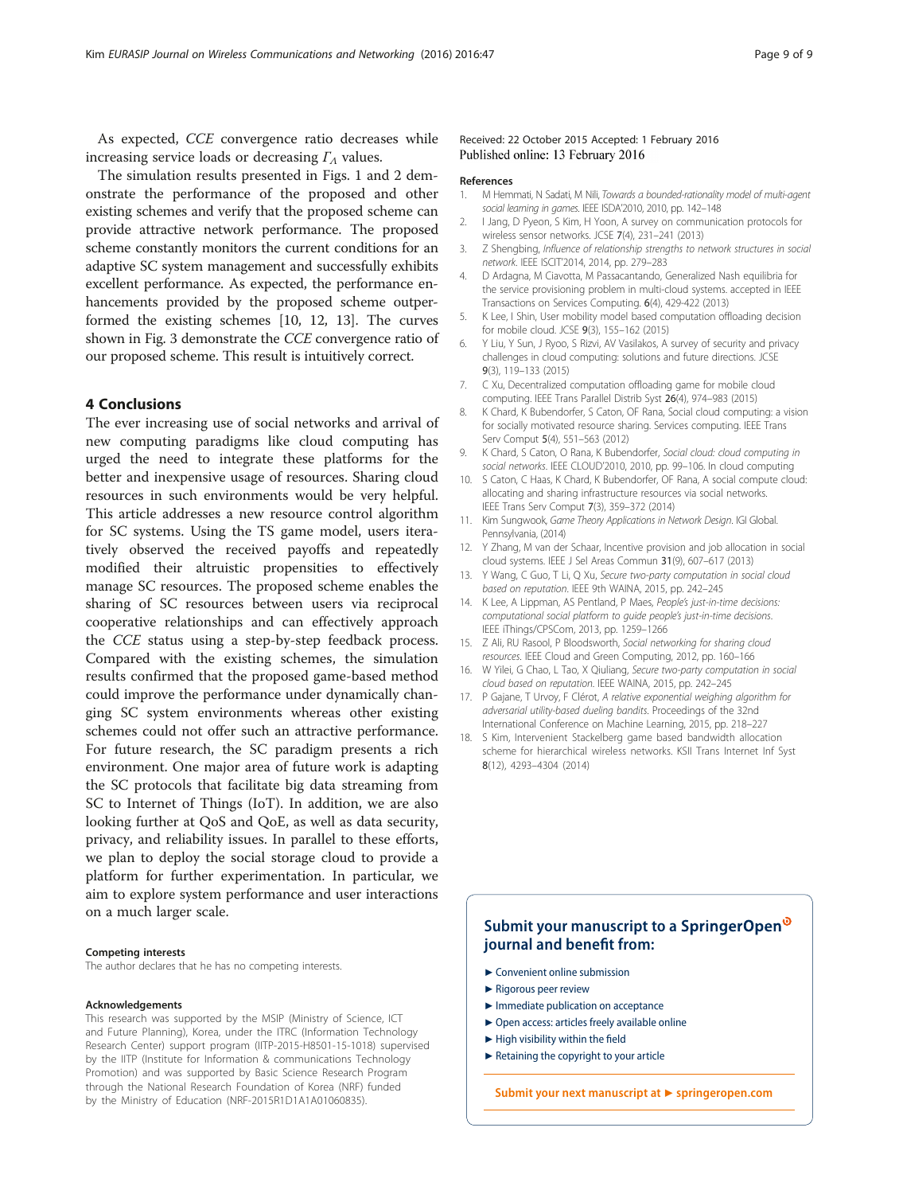As expected, *CCE* convergence ratio decreases while increasing service loads or decreasing $\Gamma_A$ values.

The simulation results presented in Figs. 1 and 2 demonstrate the performance of the proposed and other existing schemes and verify that the proposed scheme can provide attractive network performance. The proposed scheme constantly monitors the current conditions for an adaptive SC system management and successfully exhibits excellent performance. As expected, the performance enhancements provided by the proposed scheme outperformed the existing schemes [10, 12, 13]. The curves shown in Fig. 3 demonstrate the *CCE* convergence ratio of our proposed scheme. This result is intuitively correct.

## 4 Conclusions

The ever increasing use of social networks and arrival of new computing paradigms like cloud computing has urged the need to integrate these platforms for the better and inexpensive usage of resources. Sharing cloud resources in such environments would be very helpful. This article addresses a new resource control algorithm for SC systems. Using the TS game model, users iteratively observed the received payoffs and repeatedly modified their altruistic propensities to effectively manage SC resources. The proposed scheme enables the sharing of SC resources between users via reciprocal cooperative relationships and can effectively approach the *CCE* status using a step-by-step feedback process. Compared with the existing schemes, the simulation results confirmed that the proposed game-based method could improve the performance under dynamically changing SC system environments whereas other existing schemes could not offer such an attractive performance. For future research, the SC paradigm presents a rich environment. One major area of future work is adapting the SC protocols that facilitate big data streaming from SC to Internet of Things (IoT). In addition, we are also looking further at QoS and QoE, as well as data security, privacy, and reliability issues. In parallel to these efforts, we plan to deploy the social storage cloud to provide a platform for further experimentation. In particular, we aim to explore system performance and user interactions on a much larger scale.

#### Competing interests

The author declares that he has no competing interests.

#### Acknowledgements

This research was supported by the MSIP (Ministry of Science, ICT and Future Planning), Korea, under the ITRC (Information Technology Research Center) support program (IITP-2015-H8501-15-1018) supervised by the IITP (Institute for Information & communications Technology Promotion) and was supported by Basic Science Research Program through the National Research Foundation of Korea (NRF) funded by the Ministry of Education (NRF-2015R1D1A1A01060835).

Received: 22 October 2015 Accepted: 1 February 2016
Published online: 13 February 2016

#### References

1. M Hemmati, N Sadati, M Nili, *Towards a bounded-rationality model of multi-agent social learning in games*. IEEE ISDA'2010, 2010, pp. 142–148
2. I Jang, D Pyeon, S Kim, H Yoon, A survey on communication protocols for wireless sensor networks. JCSE **7**(4), 231–241 (2013)
3. Z Shengbing, *Influence of relationship strengths to network structures in social network*. IEEE ISCIT'2014, 2014, pp. 279–283
4. D Ardagna, M Ciavotta, M Passacantando, Generalized Nash equilibria for the service provisioning problem in multi-cloud systems. accepted in IEEE Transactions on Services Computing. **6**(4), 429-422 (2013)
5. K Lee, I Shin, User mobility model based computation offloading decision for mobile cloud. JCSE **9**(3), 155–162 (2015)
6. Y Liu, Y Sun, J Ryoo, S Rizvi, AV Vasilakos, A survey of security and privacy challenges in cloud computing: solutions and future directions. JCSE **9**(3), 119–133 (2015)
7. C Xu, Decentralized computation offloading game for mobile cloud computing. IEEE Trans Parallel Distrib Syst **26**(4), 974–983 (2015)
8. K Chard, K Bubendorfer, S Caton, OF Rana, Social cloud computing: a vision for socially motivated resource sharing. Services computing. IEEE Trans Serv Comput **5**(4), 551–563 (2012)
9. K Chard, S Caton, O Rana, K Bubendorfer, *Social cloud: cloud computing in social networks*. IEEE CLOUD'2010, 2010, pp. 99–106. In cloud computing
10. S Caton, C Haas, K Chard, K Bubendorfer, OF Rana, A social compute cloud: allocating and sharing infrastructure resources via social networks. IEEE Trans Serv Comput **7**(3), 359–372 (2014)
11. Kim Sungwook, *Game Theory Applications in Network Design*. IGI Global. Pennsylvania, (2014)
12. Y Zhang, M van der Schaar, Incentive provision and job allocation in social cloud systems. IEEE J Sel Areas Commun **31**(9), 607–617 (2013)
13. Y Wang, C Guo, T Li, Q Xu, *Secure two-party computation in social cloud based on reputation*. IEEE 9th WAINA, 2015, pp. 242–245
14. K Lee, A Lippman, AS Pentland, P Maes, *People's just-in-time decisions: computational social platform to guide people's just-in-time decisions*. IEEE iThings/CPSCom, 2013, pp. 1259–1266
15. Z Ali, RU Rasool, P Bloodsworth, *Social networking for sharing cloud resources*. IEEE Cloud and Green Computing, 2012, pp. 160–166
16. W Yilei, G Chao, L Tao, X Qiuliang, *Secure two-party computation in social cloud based on reputation*. IEEE WAINA, 2015, pp. 242–245
17. P Gajane, T Urvoy, F Clérot, *A relative exponential weighing algorithm for adversarial utility-based dueling bandits*. Proceedings of the 32nd International Conference on Machine Learning, 2015, pp. 218–227
18. S Kim, Intervenient Stackelberg game based bandwidth allocation scheme for hierarchical wireless networks. KSII Trans Internet Inf Syst **8**(12), 4293–4304 (2014)

**Submit your manuscript to a SpringerOpen journal and benefit from:**

- ► Convenient online submission
- ► Rigorous peer review
- ► Immediate publication on acceptance
- ► Open access: articles freely available online
- ► High visibility within the field
- ► Retaining the copyright to your article

**Submit your next manuscript at ► springeropen.com**